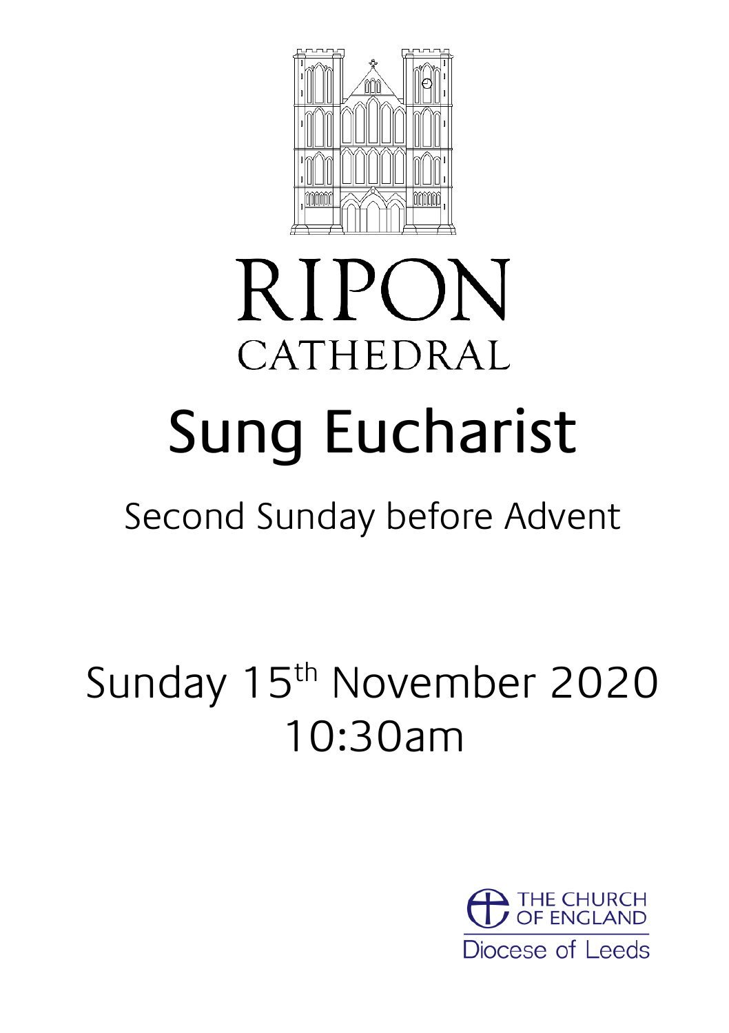# RIPON CATHEDRAL

# Sung Eucharist

## Second Sunday before Advent

Sunday 15th November 2020
10:30am

THE CHURCH OF ENGLAND
Diocese of Leeds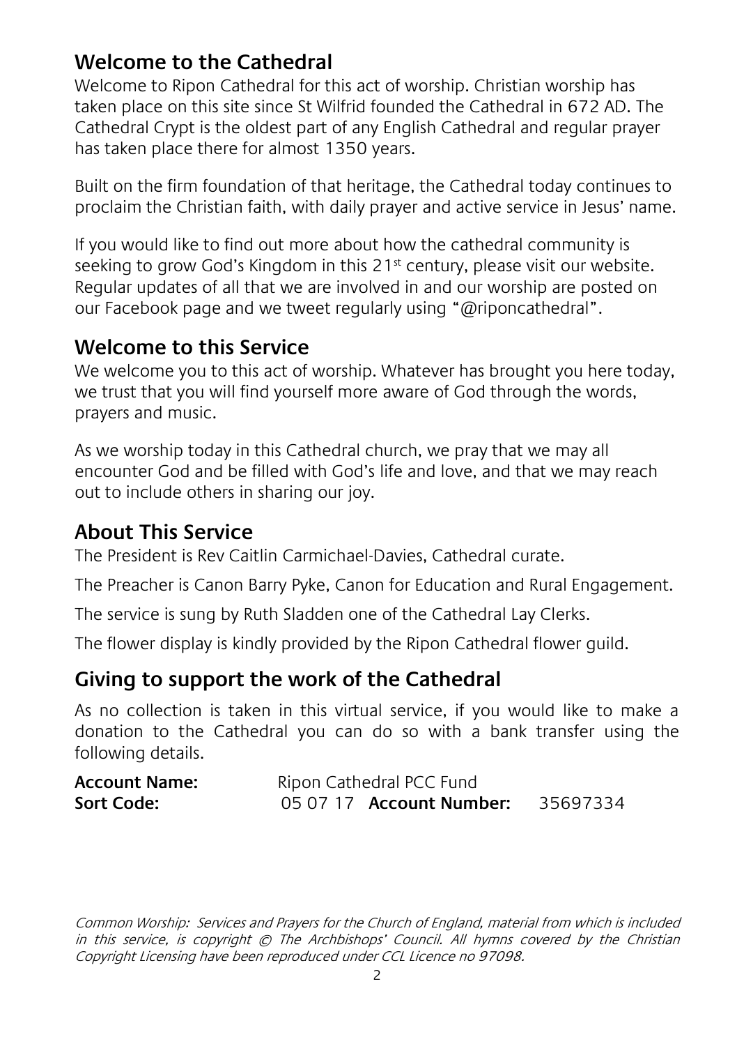## Welcome to the Cathedral

Welcome to Ripon Cathedral for this act of worship. Christian worship has taken place on this site since St Wilfrid founded the Cathedral in 672 AD. The Cathedral Crypt is the oldest part of any English Cathedral and regular prayer has taken place there for almost 1350 years.

Built on the firm foundation of that heritage, the Cathedral today continues to proclaim the Christian faith, with daily prayer and active service in Jesus' name.

If you would like to find out more about how the cathedral community is seeking to grow God's Kingdom in this 21st century, please visit our website. Regular updates of all that we are involved in and our worship are posted on our Facebook page and we tweet regularly using "@riponcathedral".

## Welcome to this Service

We welcome you to this act of worship. Whatever has brought you here today, we trust that you will find yourself more aware of God through the words, prayers and music.

As we worship today in this Cathedral church, we pray that we may all encounter God and be filled with God's life and love, and that we may reach out to include others in sharing our joy.

## About This Service

The President is Rev Caitlin Carmichael-Davies, Cathedral curate.

The Preacher is Canon Barry Pyke, Canon for Education and Rural Engagement.

The service is sung by Ruth Sladden one of the Cathedral Lay Clerks.

The flower display is kindly provided by the Ripon Cathedral flower guild.

## Giving to support the work of the Cathedral

As no collection is taken in this virtual service, if you would like to make a donation to the Cathedral you can do so with a bank transfer using the following details.

**Account Name:** Ripon Cathedral PCC Fund
**Sort Code:** 05 07 17 **Account Number:** 35697334

*Common Worship: Services and Prayers for the Church of England, material from which is included in this service, is copyright © The Archbishops' Council. All hymns covered by the Christian Copyright Licensing have been reproduced under CCL Licence no 97098.*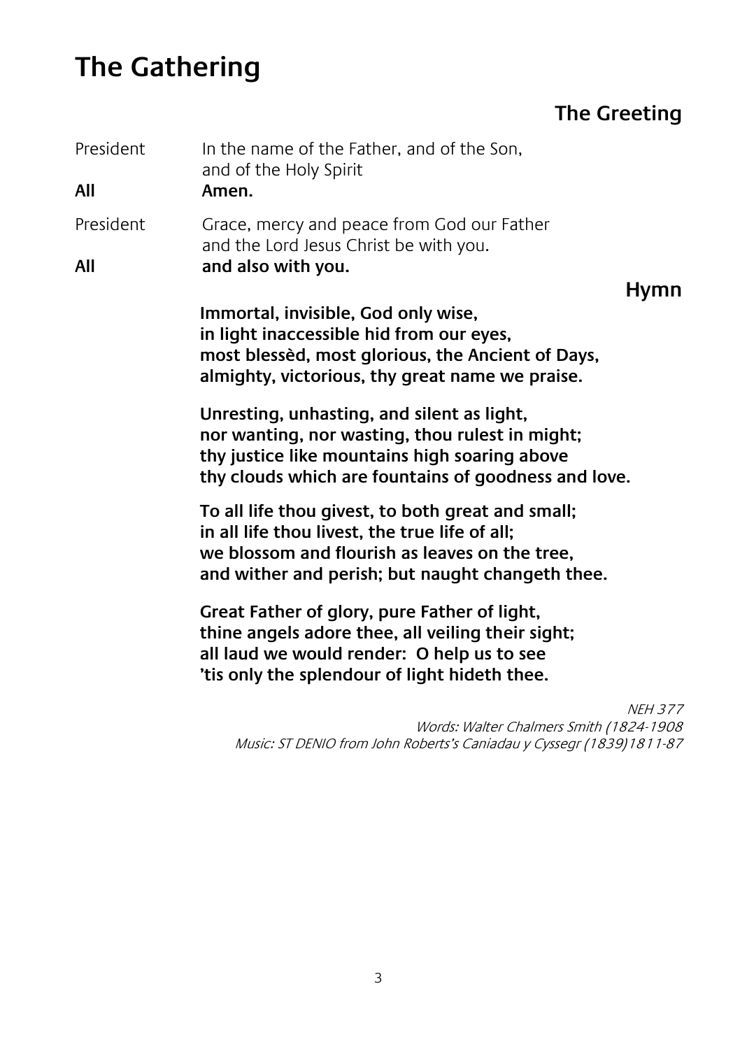# The Gathering

## The Greeting

President In the name of the Father, and of the Son,
and of the Holy Spirit

**All** **Amen.**

President Grace, mercy and peace from God our Father
and the Lord Jesus Christ be with you.

**All** **and also with you.**

## Hymn

**Immortal, invisible, God only wise,**
**in light inaccessible hid from our eyes,**
**most blessèd, most glorious, the Ancient of Days,**
**almighty, victorious, thy great name we praise.**

**Unresting, unhasting, and silent as light,**
**nor wanting, nor wasting, thou rulest in might;**
**thy justice like mountains high soaring above**
**thy clouds which are fountains of goodness and love.**

**To all life thou givest, to both great and small;**
**in all life thou livest, the true life of all;**
**we blossom and flourish as leaves on the tree,**
**and wither and perish; but naught changeth thee.**

**Great Father of glory, pure Father of light,**
**thine angels adore thee, all veiling their sight;**
**all laud we would render: O help us to see**
**'tis only the splendour of light hideth thee.**

*NEH 377*
*Words: Walter Chalmers Smith (1824-1908*
*Music: ST DENIO from John Roberts's Caniadau y Cyssegr (1839)1811-87*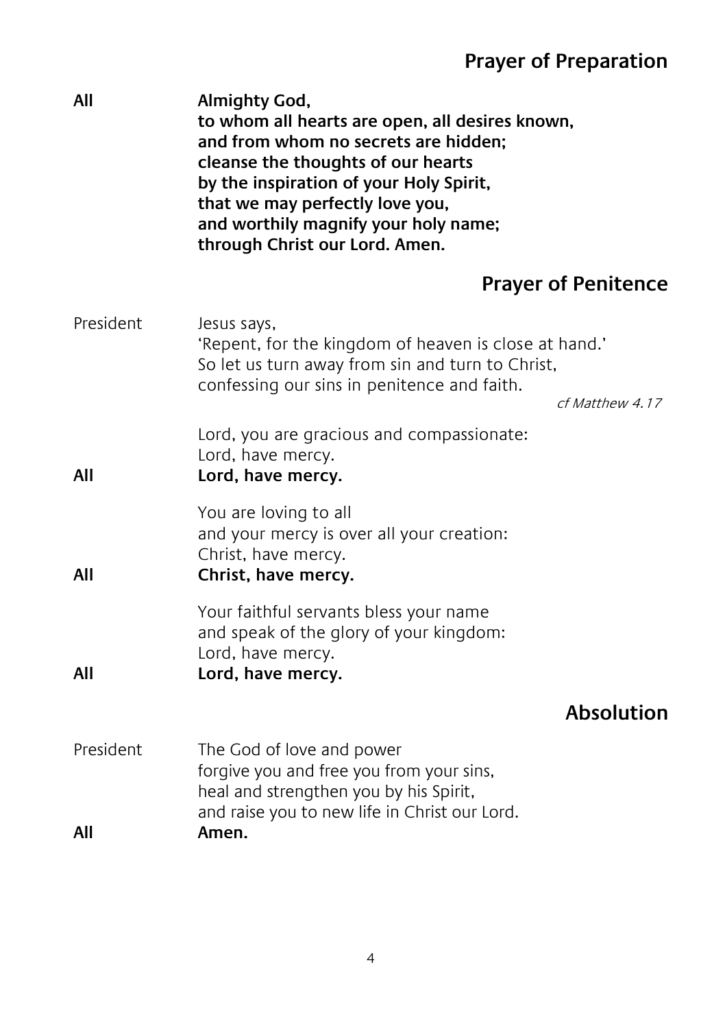## Prayer of Preparation

**All** **Almighty God,**
**to whom all hearts are open, all desires known,**
**and from whom no secrets are hidden;**
**cleanse the thoughts of our hearts**
**by the inspiration of your Holy Spirit,**
**that we may perfectly love you,**
**and worthily magnify your holy name;**
**through Christ our Lord. Amen.**

## Prayer of Penitence

President Jesus says,
'Repent, for the kingdom of heaven is close at hand.'
So let us turn away from sin and turn to Christ,
confessing our sins in penitence and faith.

*cf Matthew 4.17*

Lord, you are gracious and compassionate:
Lord, have mercy.

**All** **Lord, have mercy.**

You are loving to all
and your mercy is over all your creation:
Christ, have mercy.

**All** **Christ, have mercy.**

Your faithful servants bless your name
and speak of the glory of your kingdom:
Lord, have mercy.

**All** **Lord, have mercy.**

## Absolution

President The God of love and power
forgive you and free you from your sins,
heal and strengthen you by his Spirit,
and raise you to new life in Christ our Lord.

**All** **Amen.**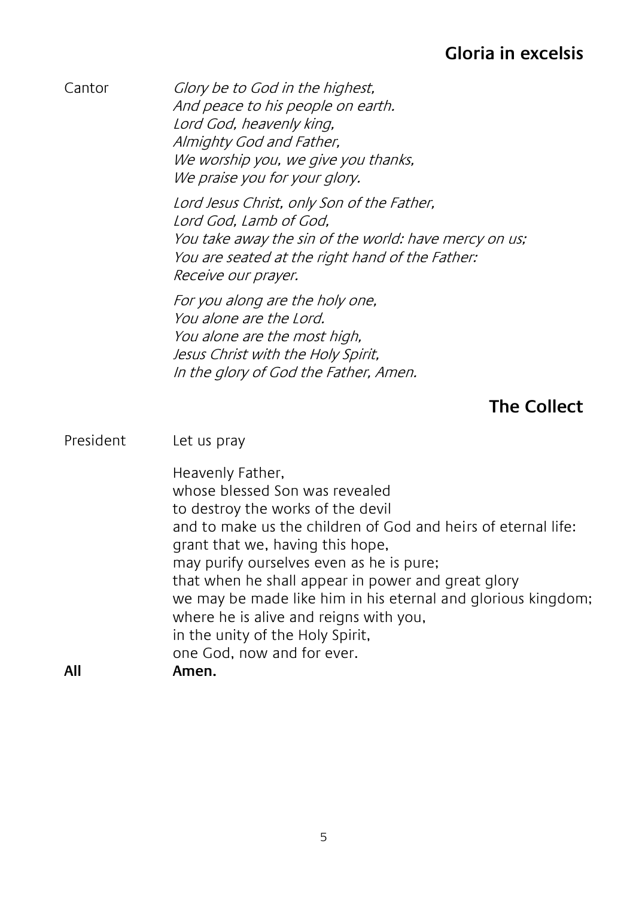## Gloria in excelsis

Cantor *Glory be to God in the highest,*
*And peace to his people on earth.*
*Lord God, heavenly king,*
*Almighty God and Father,*
*We worship you, we give you thanks,*
*We praise you for your glory.*

*Lord Jesus Christ, only Son of the Father,*
*Lord God, Lamb of God,*
*You take away the sin of the world: have mercy on us;*
*You are seated at the right hand of the Father:*
*Receive our prayer.*

*For you along are the holy one,*
*You alone are the Lord.*
*You alone are the most high,*
*Jesus Christ with the Holy Spirit,*
*In the glory of God the Father, Amen.*

## The Collect

President Let us pray

Heavenly Father,
whose blessed Son was revealed
to destroy the works of the devil
and to make us the children of God and heirs of eternal life:
grant that we, having this hope,
may purify ourselves even as he is pure;
that when he shall appear in power and great glory
we may be made like him in his eternal and glorious kingdom;
where he is alive and reigns with you,
in the unity of the Holy Spirit,
one God, now and for ever.

**All Amen.**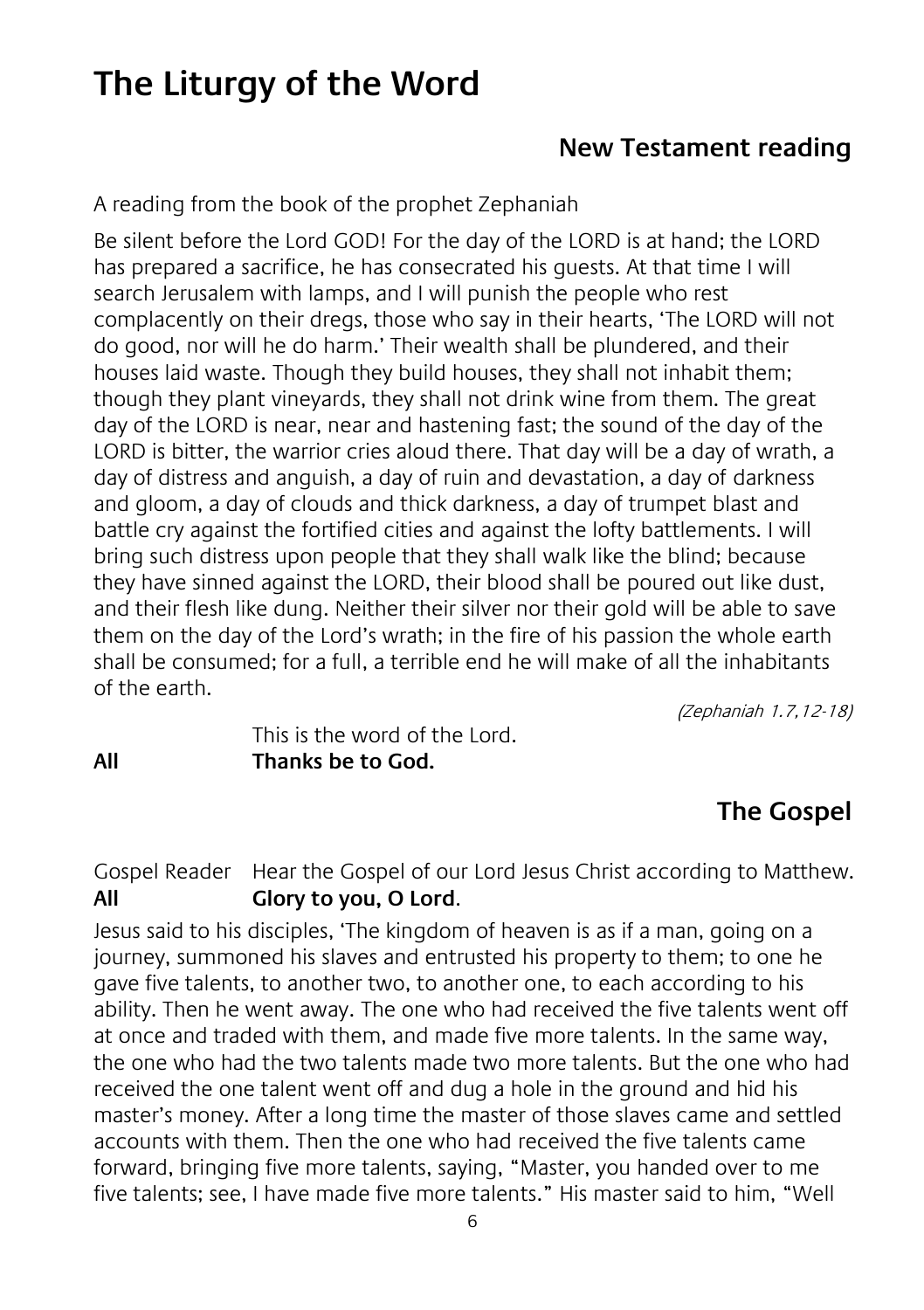# The Liturgy of the Word

## New Testament reading

A reading from the book of the prophet Zephaniah

Be silent before the Lord GOD! For the day of the LORD is at hand; the LORD has prepared a sacrifice, he has consecrated his guests. At that time I will search Jerusalem with lamps, and I will punish the people who rest complacently on their dregs, those who say in their hearts, 'The LORD will not do good, nor will he do harm.' Their wealth shall be plundered, and their houses laid waste. Though they build houses, they shall not inhabit them; though they plant vineyards, they shall not drink wine from them. The great day of the LORD is near, near and hastening fast; the sound of the day of the LORD is bitter, the warrior cries aloud there. That day will be a day of wrath, a day of distress and anguish, a day of ruin and devastation, a day of darkness and gloom, a day of clouds and thick darkness, a day of trumpet blast and battle cry against the fortified cities and against the lofty battlements. I will bring such distress upon people that they shall walk like the blind; because they have sinned against the LORD, their blood shall be poured out like dust, and their flesh like dung. Neither their silver nor their gold will be able to save them on the day of the Lord's wrath; in the fire of his passion the whole earth shall be consumed; for a full, a terrible end he will make of all the inhabitants of the earth.

*(Zephaniah 1.7,12-18)*

This is the word of the Lord.
**All** **Thanks be to God.**

## The Gospel

Gospel Reader Hear the Gospel of our Lord Jesus Christ according to Matthew.
**All** **Glory to you, O Lord**.

Jesus said to his disciples, 'The kingdom of heaven is as if a man, going on a journey, summoned his slaves and entrusted his property to them; to one he gave five talents, to another two, to another one, to each according to his ability. Then he went away. The one who had received the five talents went off at once and traded with them, and made five more talents. In the same way, the one who had the two talents made two more talents. But the one who had received the one talent went off and dug a hole in the ground and hid his master's money. After a long time the master of those slaves came and settled accounts with them. Then the one who had received the five talents came forward, bringing five more talents, saying, "Master, you handed over to me five talents; see, I have made five more talents." His master said to him, "Well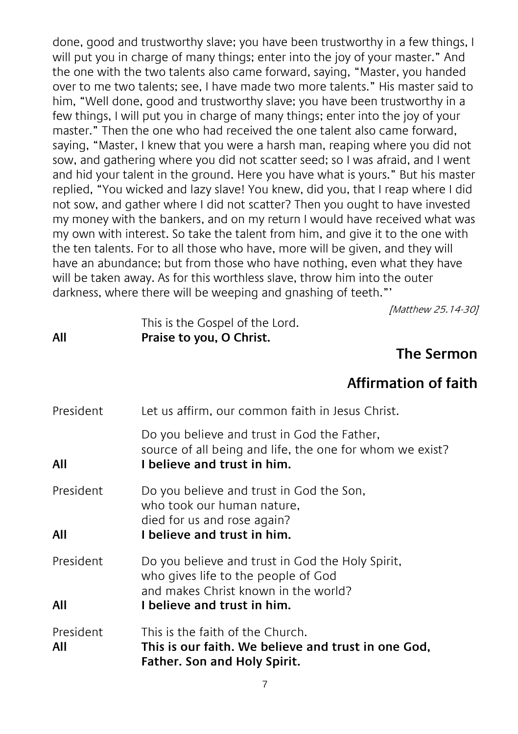done, good and trustworthy slave; you have been trustworthy in a few things, I will put you in charge of many things; enter into the joy of your master." And the one with the two talents also came forward, saying, "Master, you handed over to me two talents; see, I have made two more talents." His master said to him, "Well done, good and trustworthy slave; you have been trustworthy in a few things, I will put you in charge of many things; enter into the joy of your master." Then the one who had received the one talent also came forward, saying, "Master, I knew that you were a harsh man, reaping where you did not sow, and gathering where you did not scatter seed; so I was afraid, and I went and hid your talent in the ground. Here you have what is yours." But his master replied, "You wicked and lazy slave! You knew, did you, that I reap where I did not sow, and gather where I did not scatter? Then you ought to have invested my money with the bankers, and on my return I would have received what was my own with interest. So take the talent from him, and give it to the one with the ten talents. For to all those who have, more will be given, and they will have an abundance; but from those who have nothing, even what they have will be taken away. As for this worthless slave, throw him into the outer darkness, where there will be weeping and gnashing of teeth."'

*[Matthew 25.14-30]*

This is the Gospel of the Lord.

**All** **Praise to you, O Christ.**

## The Sermon

## Affirmation of faith

President Let us affirm, our common faith in Jesus Christ.

Do you believe and trust in God the Father,
source of all being and life, the one for whom we exist?

**All** **I believe and trust in him.**

President Do you believe and trust in God the Son,
who took our human nature,
died for us and rose again?

**All** **I believe and trust in him.**

President Do you believe and trust in God the Holy Spirit,
who gives life to the people of God
and makes Christ known in the world?

**All** **I believe and trust in him.**

President This is the faith of the Church.

**All** **This is our faith. We believe and trust in one God, Father. Son and Holy Spirit.**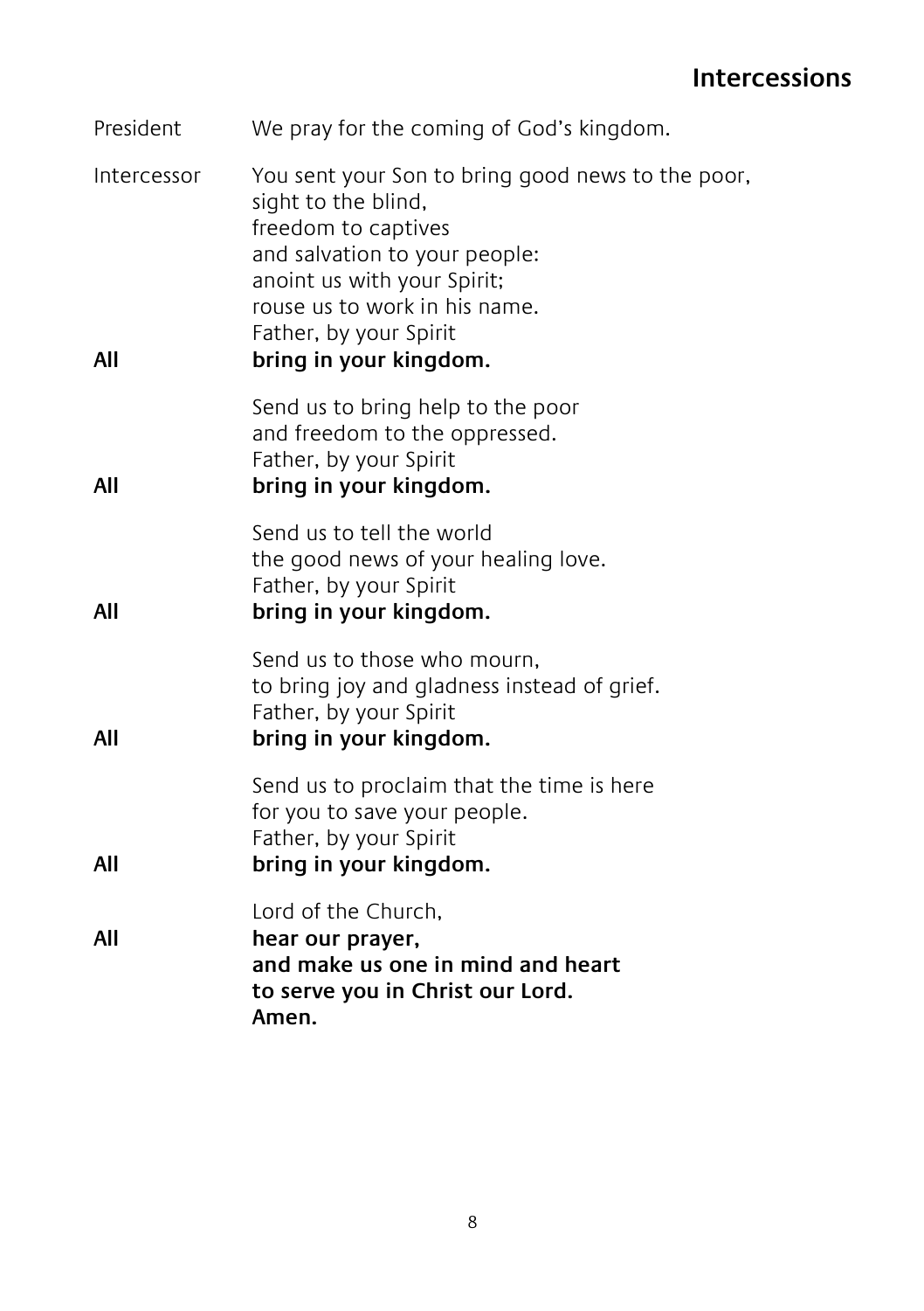## Intercessions

President We pray for the coming of God's kingdom.

Intercessor You sent your Son to bring good news to the poor,
sight to the blind,
freedom to captives
and salvation to your people:
anoint us with your Spirit;
rouse us to work in his name.
Father, by your Spirit

**All** **bring in your kingdom.**

Send us to bring help to the poor
and freedom to the oppressed.
Father, by your Spirit

**All** **bring in your kingdom.**

Send us to tell the world
the good news of your healing love.
Father, by your Spirit

**All** **bring in your kingdom.**

Send us to those who mourn,
to bring joy and gladness instead of grief.
Father, by your Spirit

**All** **bring in your kingdom.**

Send us to proclaim that the time is here
for you to save your people.
Father, by your Spirit

**All** **bring in your kingdom.**

Lord of the Church,

**All** **hear our prayer,**
**and make us one in mind and heart**
**to serve you in Christ our Lord.**
**Amen.**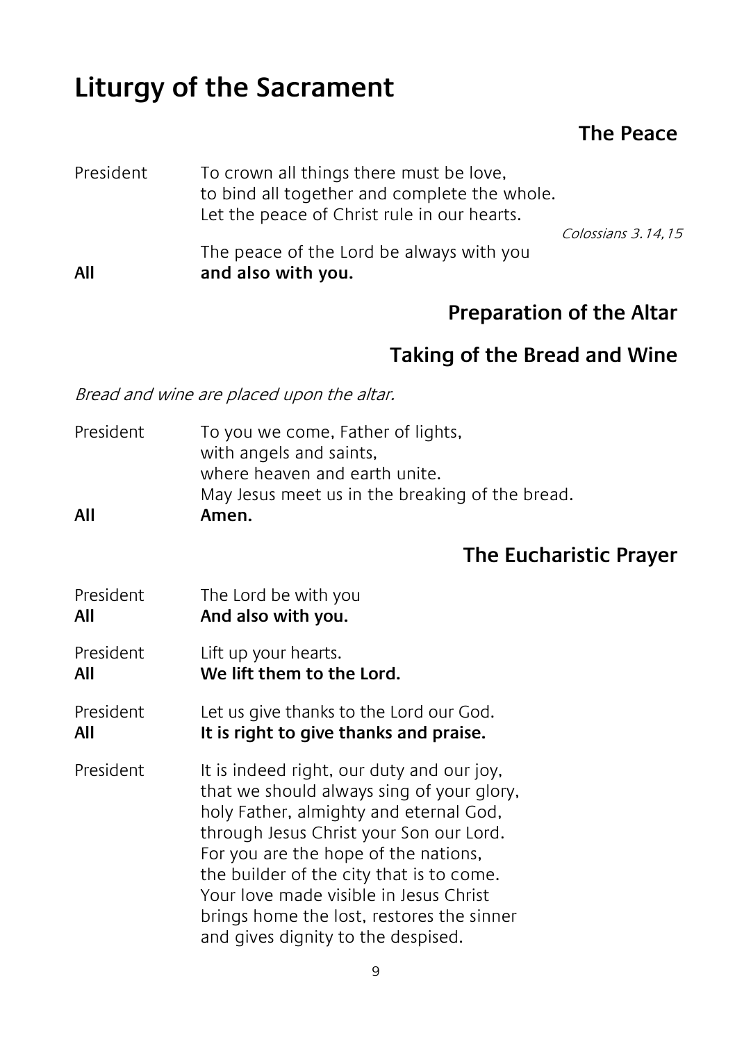# Liturgy of the Sacrament

## The Peace

President To crown all things there must be love,
to bind all together and complete the whole.
Let the peace of Christ rule in our hearts.

*Colossians 3.14,15*

The peace of the Lord be always with you

**All** **and also with you.**

## Preparation of the Altar

## Taking of the Bread and Wine

*Bread and wine are placed upon the altar.*

President To you we come, Father of lights,
with angels and saints,
where heaven and earth unite.
May Jesus meet us in the breaking of the bread.

**All** **Amen.**

## The Eucharistic Prayer

President The Lord be with you

**All** **And also with you.**

President Lift up your hearts.

**All** **We lift them to the Lord.**

President Let us give thanks to the Lord our God.

**All** **It is right to give thanks and praise.**

President It is indeed right, our duty and our joy,
that we should always sing of your glory,
holy Father, almighty and eternal God,
through Jesus Christ your Son our Lord.
For you are the hope of the nations,
the builder of the city that is to come.
Your love made visible in Jesus Christ
brings home the lost, restores the sinner
and gives dignity to the despised.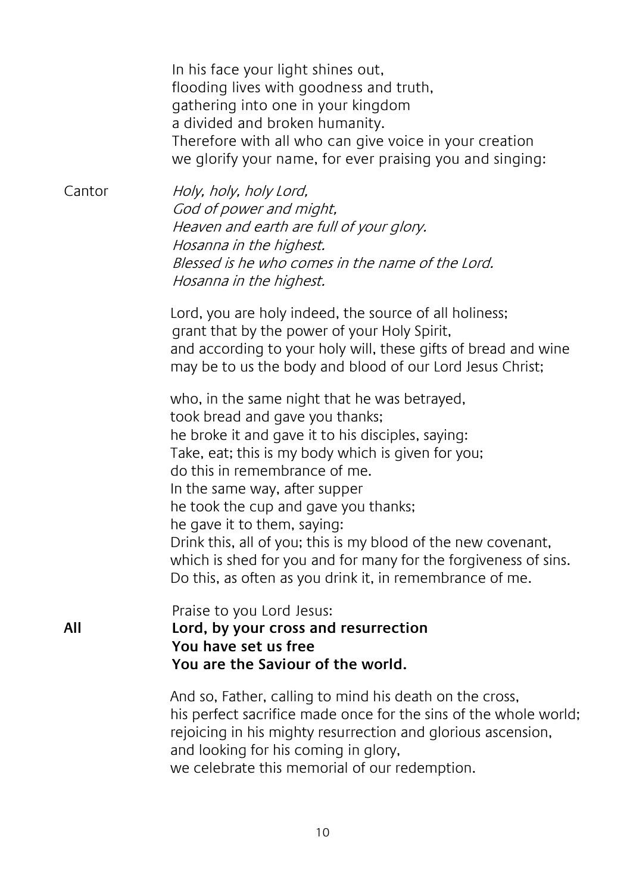In his face your light shines out,
flooding lives with goodness and truth,
gathering into one in your kingdom
a divided and broken humanity.
Therefore with all who can give voice in your creation
we glorify your name, for ever praising you and singing:

Cantor *Holy, holy, holy Lord,*
*God of power and might,*
*Heaven and earth are full of your glory.*
*Hosanna in the highest.*
*Blessed is he who comes in the name of the Lord.*
*Hosanna in the highest.*

Lord, you are holy indeed, the source of all holiness;
grant that by the power of your Holy Spirit,
and according to your holy will, these gifts of bread and wine
may be to us the body and blood of our Lord Jesus Christ;

who, in the same night that he was betrayed,
took bread and gave you thanks;
he broke it and gave it to his disciples, saying:
Take, eat; this is my body which is given for you;
do this in remembrance of me.
In the same way, after supper
he took the cup and gave you thanks;
he gave it to them, saying:
Drink this, all of you; this is my blood of the new covenant,
which is shed for you and for many for the forgiveness of sins.
Do this, as often as you drink it, in remembrance of me.

Praise to you Lord Jesus:

**All** **Lord, by your cross and resurrection**
**You have set us free**
**You are the Saviour of the world.**

And so, Father, calling to mind his death on the cross,
his perfect sacrifice made once for the sins of the whole world;
rejoicing in his mighty resurrection and glorious ascension,
and looking for his coming in glory,
we celebrate this memorial of our redemption.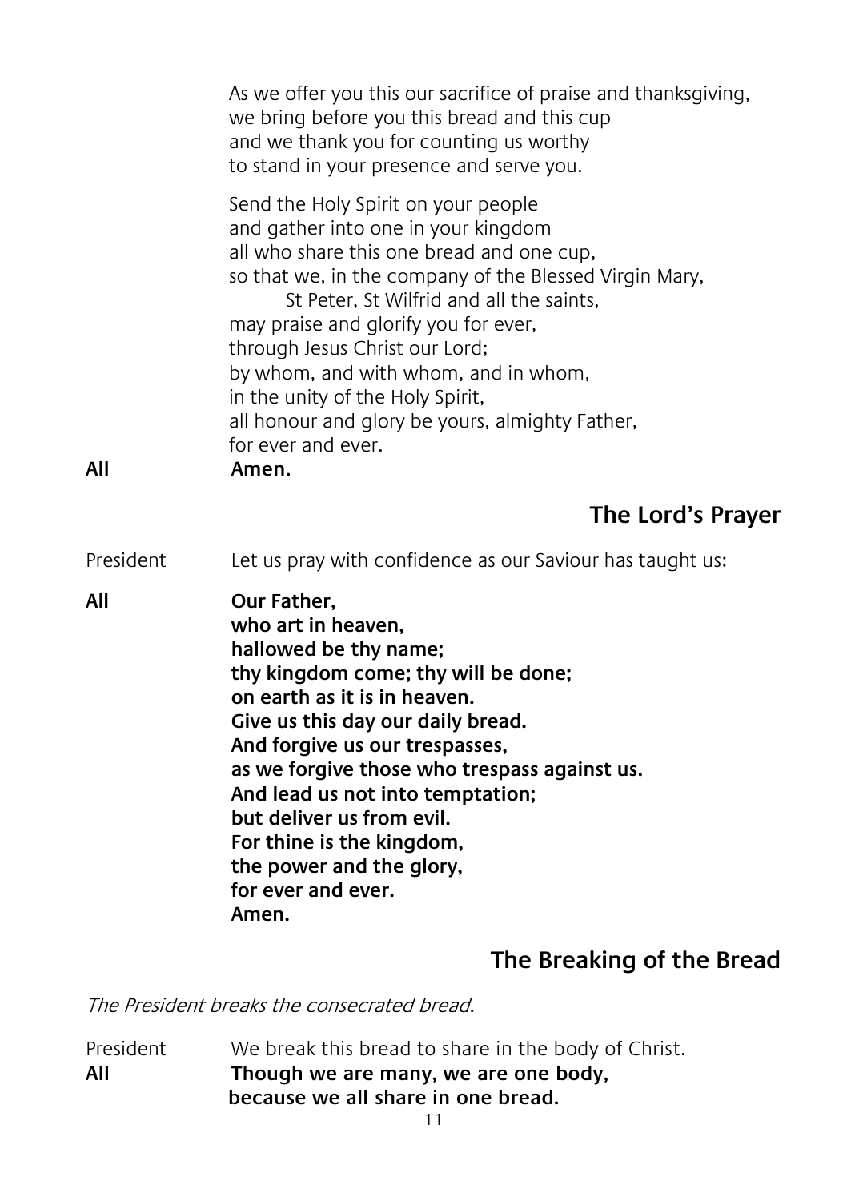As we offer you this our sacrifice of praise and thanksgiving,
we bring before you this bread and this cup
and we thank you for counting us worthy
to stand in your presence and serve you.

Send the Holy Spirit on your people
and gather into one in your kingdom
all who share this one bread and one cup,
so that we, in the company of the Blessed Virgin Mary,
St Peter, St Wilfrid and all the saints,
may praise and glorify you for ever,
through Jesus Christ our Lord;
by whom, and with whom, and in whom,
in the unity of the Holy Spirit,
all honour and glory be yours, almighty Father,
for ever and ever.

**All** **Amen.**

## The Lord's Prayer

President Let us pray with confidence as our Saviour has taught us:

**All** **Our Father,
who art in heaven,
hallowed be thy name;
thy kingdom come; thy will be done;
on earth as it is in heaven.
Give us this day our daily bread.
And forgive us our trespasses,
as we forgive those who trespass against us.
And lead us not into temptation;
but deliver us from evil.
For thine is the kingdom,
the power and the glory,
for ever and ever.
Amen.**

## The Breaking of the Bread

*The President breaks the consecrated bread.*

President We break this bread to share in the body of Christ.

**All** **Though we are many, we are one body,
because we all share in one bread.**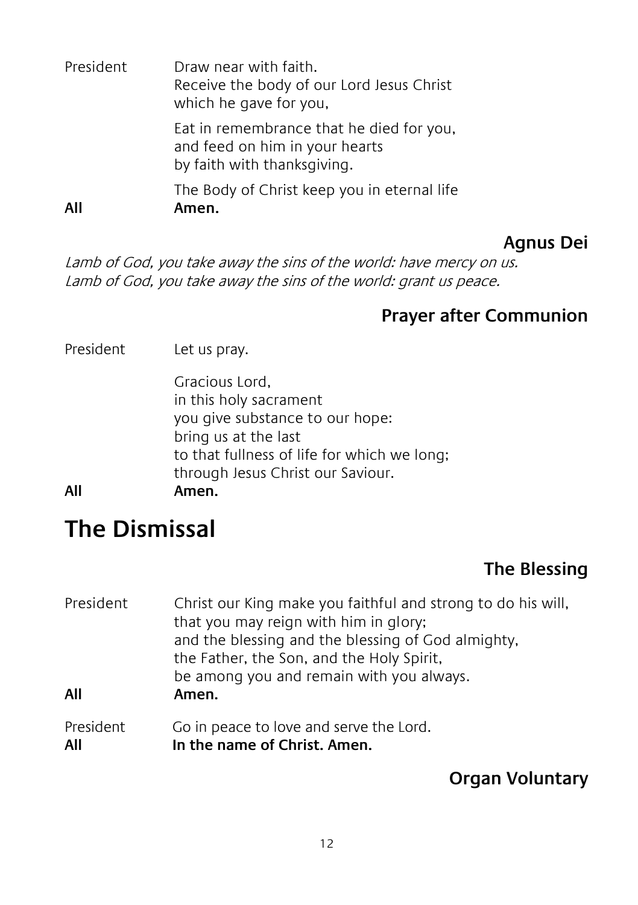President Draw near with faith.
Receive the body of our Lord Jesus Christ
which he gave for you,

Eat in remembrance that he died for you,
and feed on him in your hearts
by faith with thanksgiving.

The Body of Christ keep you in eternal life

**All** **Amen.**

### Agnus Dei

*Lamb of God, you take away the sins of the world: have mercy on us.*
*Lamb of God, you take away the sins of the world: grant us peace.*

### Prayer after Communion

President Let us pray.

Gracious Lord,
in this holy sacrament
you give substance to our hope:
bring us at the last
to that fullness of life for which we long;
through Jesus Christ our Saviour.

**All** **Amen.**

# The Dismissal

### The Blessing

President Christ our King make you faithful and strong to do his will,
that you may reign with him in glory;
and the blessing and the blessing of God almighty,
the Father, the Son, and the Holy Spirit,
be among you and remain with you always.

**All** **Amen.**

President Go in peace to love and serve the Lord.

**All** **In the name of Christ. Amen.**

### Organ Voluntary